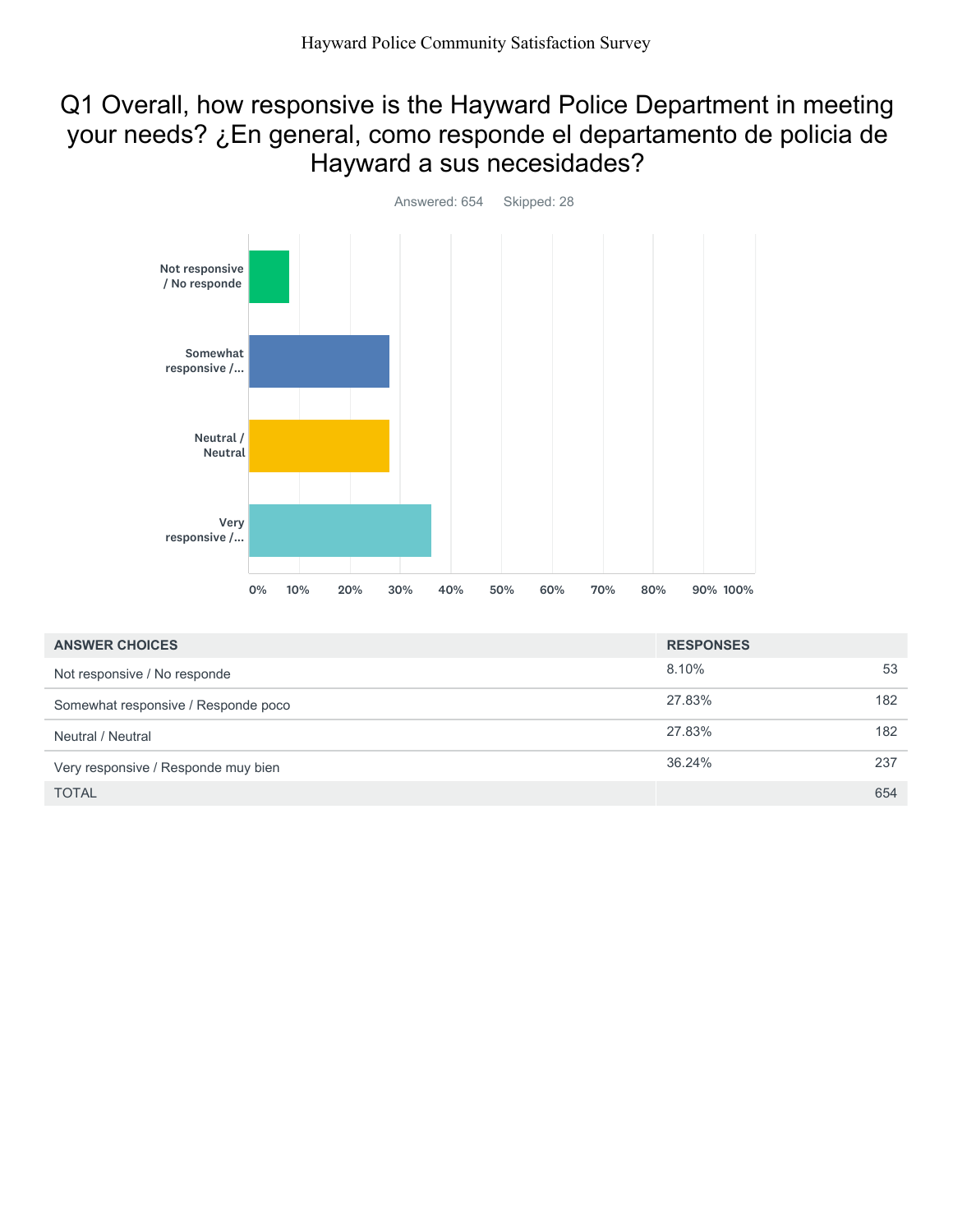# Q1 Overall, how responsive is the Hayward Police Department in meeting your needs? ¿En general, como responde el departamento de policia de Hayward a sus necesidades?

Answered: 654    Skipped: 28

| ANSWER CHOICES | RESPONSES | |
|---|---|---|
| Not responsive / No responde | 8.10% | 53 |
| Somewhat responsive / Responde poco | 27.83% | 182 |
| Neutral / Neutral | 27.83% | 182 |
| Very responsive / Responde muy bien | 36.24% | 237 |
| TOTAL | | 654 |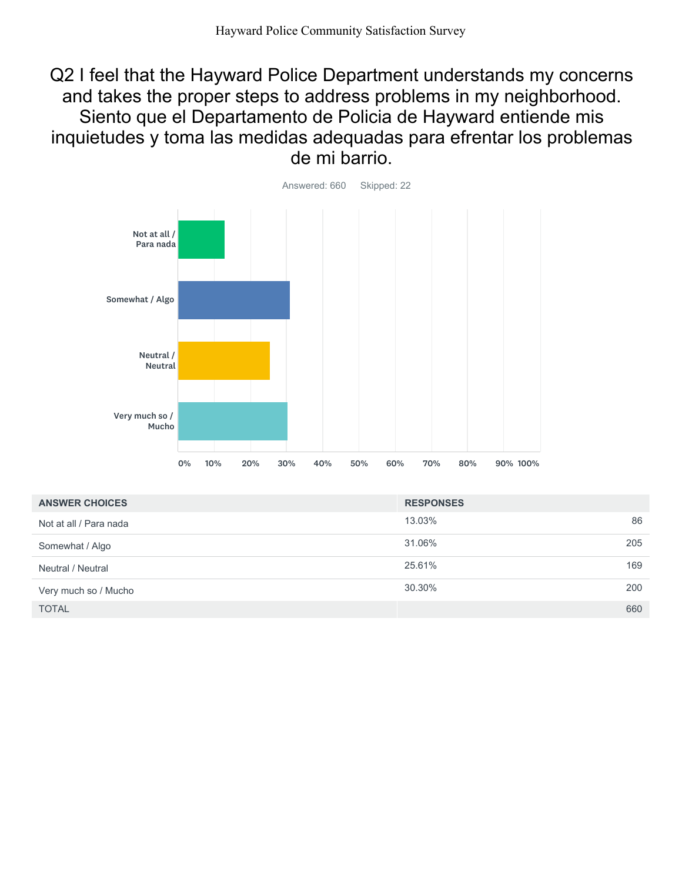# Q2 I feel that the Hayward Police Department understands my concerns and takes the proper steps to address problems in my neighborhood. Siento que el Departamento de Policia de Hayward entiende mis inquietudes y toma las medidas adequadas para efrentar los problemas de mi barrio.

Answered: 660    Skipped: 22

| ANSWER CHOICES | RESPONSES | |
|---|---|---|
| Not at all / Para nada | 13.03% | 86 |
| Somewhat / Algo | 31.06% | 205 |
| Neutral / Neutral | 25.61% | 169 |
| Very much so / Mucho | 30.30% | 200 |
| TOTAL | | 660 |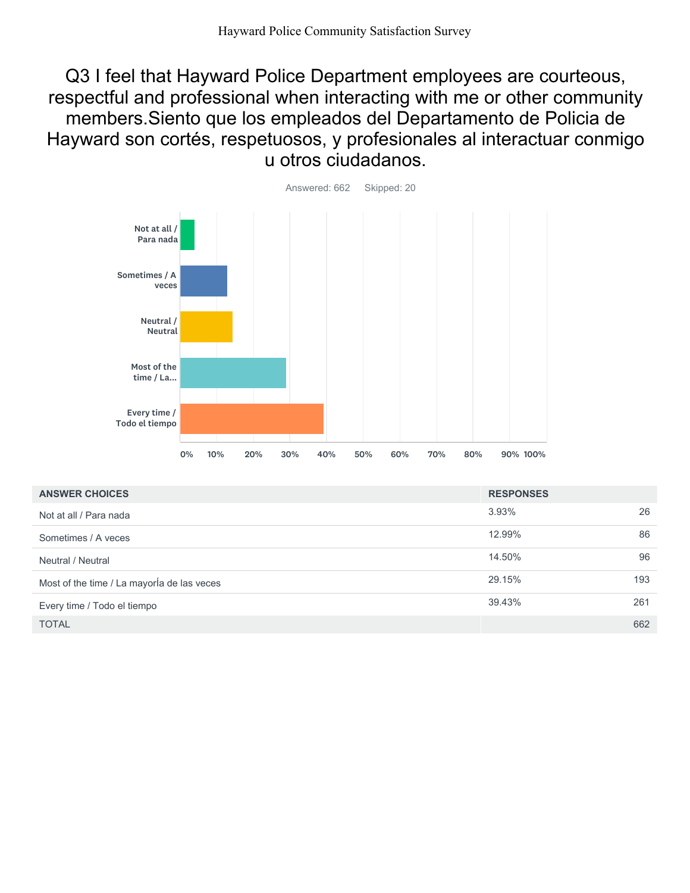# Q3 I feel that Hayward Police Department employees are courteous, respectful and professional when interacting with me or other community members.Siento que los empleados del Departamento de Policia de Hayward son cortés, respetuosos, y profesionales al interactuar conmigo u otros ciudadanos.

Answered: 662 Skipped: 20

| ANSWER CHOICES | RESPONSES | |
|---|---|---|
| Not at all / Para nada | 3.93% | 26 |
| Sometimes / A veces | 12.99% | 86 |
| Neutral / Neutral | 14.50% | 96 |
| Most of the time / La mayorÍa de las veces | 29.15% | 193 |
| Every time / Todo el tiempo | 39.43% | 261 |
| TOTAL | | 662 |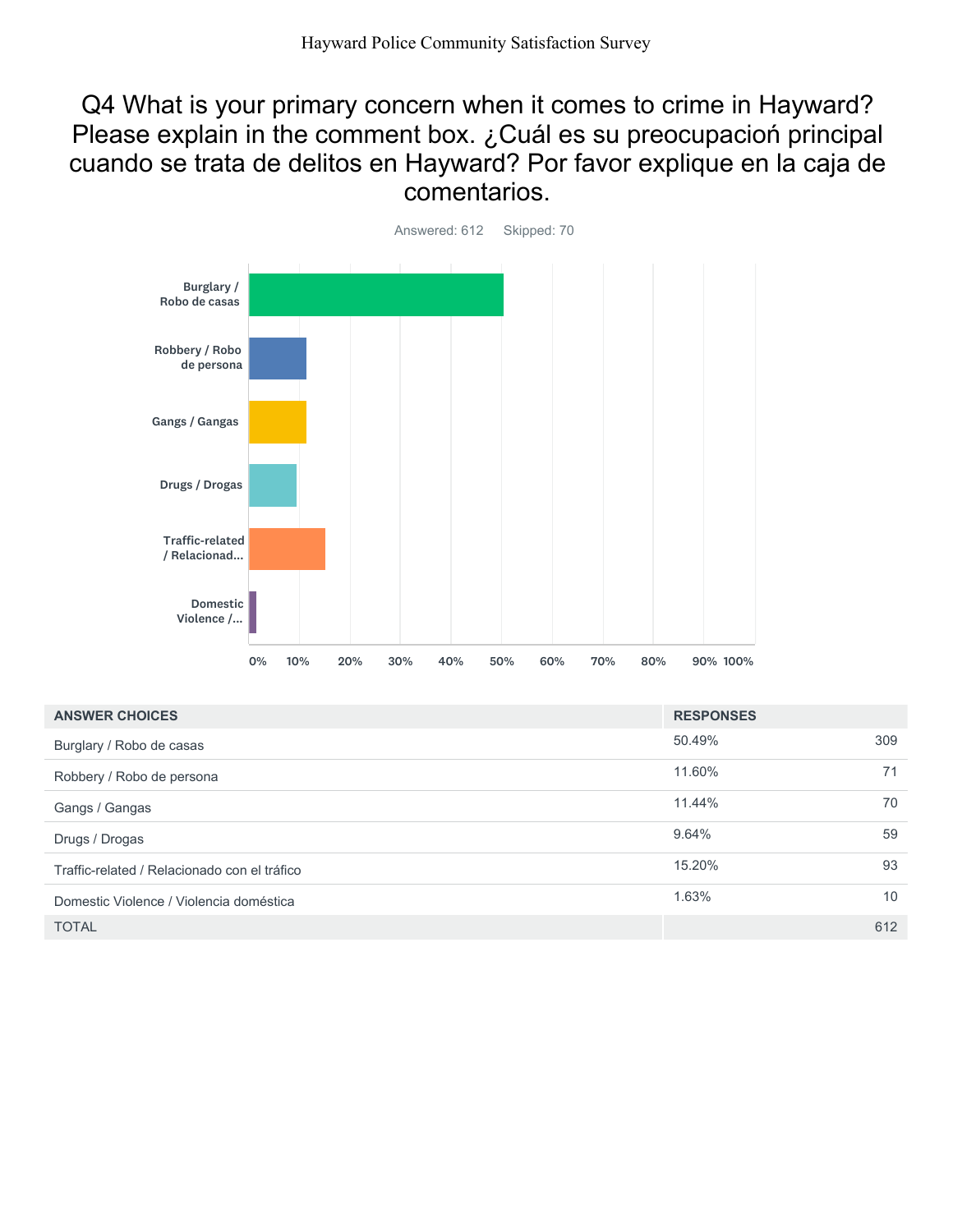# Q4 What is your primary concern when it comes to crime in Hayward? Please explain in the comment box. ¿Cuál es su preocupacioń principal cuando se trata de delitos en Hayward? Por favor explique en la caja de comentarios.

Answered: 612 Skipped: 70

| ANSWER CHOICES | RESPONSES | |
|---|---|---|
| Burglary / Robo de casas | 50.49% | 309 |
| Robbery / Robo de persona | 11.60% | 71 |
| Gangs / Gangas | 11.44% | 70 |
| Drugs / Drogas | 9.64% | 59 |
| Traffic-related / Relacionado con el tráfico | 15.20% | 93 |
| Domestic Violence / Violencia doméstica | 1.63% | 10 |
| TOTAL | | 612 |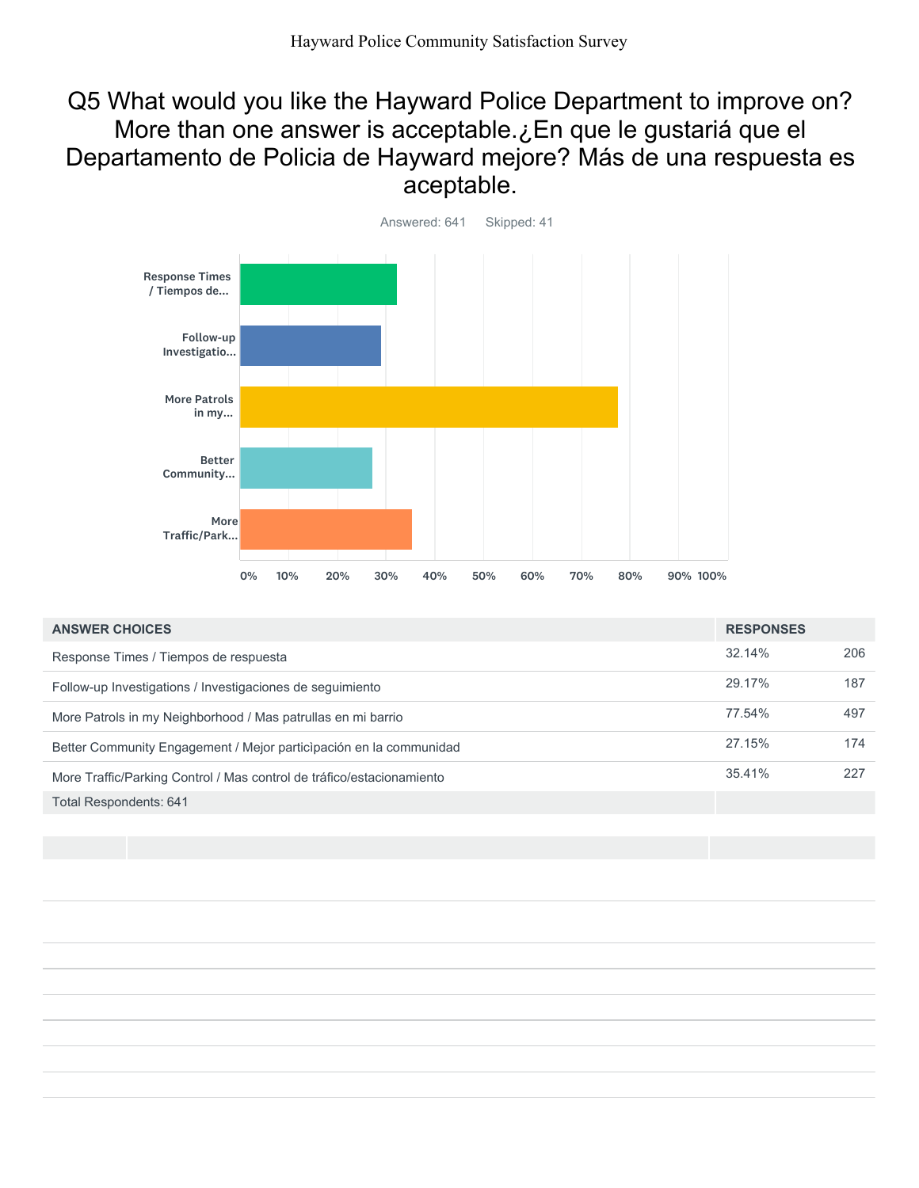# Q5 What would you like the Hayward Police Department to improve on? More than one answer is acceptable.¿En que le gustariá que el Departamento de Policia de Hayward mejore? Más de una respuesta es aceptable.

Answered: 641 Skipped: 41

Response Times / Tiempos de...

Follow-up Investigatio...

More Patrols in my...

Better Community...

More Traffic/Park...

0% 10% 20% 30% 40% 50% 60% 70% 80% 90% 100%

| ANSWER CHOICES | RESPONSES | |
|---|---|---|
| Response Times / Tiempos de respuesta | 32.14% | 206 |
| Follow-up Investigations / Investigaciones de seguimiento | 29.17% | 187 |
| More Patrols in my Neighborhood / Mas patrullas en mi barrio | 77.54% | 497 |
| Better Community Engagement / Mejor particìpación en la communidad | 27.15% | 174 |
| More Traffic/Parking Control / Mas control de tráfico/estacionamiento | 35.41% | 227 |
| Total Respondents: 641 | | |